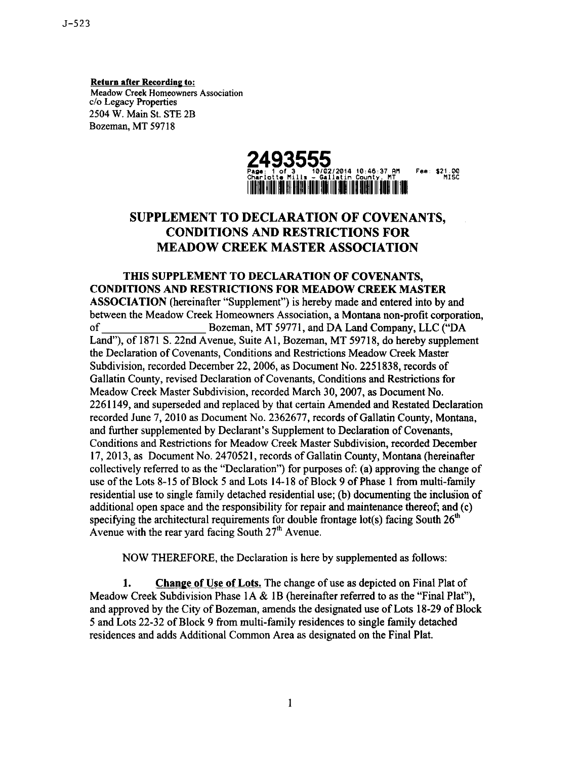J-523

**Return after Recording to:**
Meadow Creek Homeowners Association
c/o Legacy Properties
2504 W. Main St. STE 2B
Bozeman, MT 59718

**2493555**
Page: 1 of 3 10/02/2014 10:46:37 AM Fee: $21.00
Charlotte Mills - Gallatin County, MT MISC

# SUPPLEMENT TO DECLARATION OF COVENANTS, CONDITIONS AND RESTRICTIONS FOR MEADOW CREEK MASTER ASSOCIATION

**THIS SUPPLEMENT TO DECLARATION OF COVENANTS, CONDITIONS AND RESTRICTIONS FOR MEADOW CREEK MASTER ASSOCIATION** (hereinafter "Supplement") is hereby made and entered into by and between the Meadow Creek Homeowners Association, a Montana non-profit corporation, of ____________________ Bozeman, MT 59771, and DA Land Company, LLC ("DA Land"), of 1871 S. 22nd Avenue, Suite A1, Bozeman, MT 59718, do hereby supplement the Declaration of Covenants, Conditions and Restrictions Meadow Creek Master Subdivision, recorded December 22, 2006, as Document No. 2251838, records of Gallatin County, revised Declaration of Covenants, Conditions and Restrictions for Meadow Creek Master Subdivision, recorded March 30, 2007, as Document No. 2261149, and superseded and replaced by that certain Amended and Restated Declaration recorded June 7, 2010 as Document No. 2362677, records of Gallatin County, Montana, and further supplemented by Declarant's Supplement to Declaration of Covenants, Conditions and Restrictions for Meadow Creek Master Subdivision, recorded December 17, 2013, as Document No. 2470521, records of Gallatin County, Montana (hereinafter collectively referred to as the "Declaration") for purposes of: (a) approving the change of use of the Lots 8-15 of Block 5 and Lots 14-18 of Block 9 of Phase 1 from multi-family residential use to single family detached residential use; (b) documenting the inclusion of additional open space and the responsibility for repair and maintenance thereof; and (c) specifying the architectural requirements for double frontage lot(s) facing South 26th Avenue with the rear yard facing South 27th Avenue.

NOW THEREFORE, the Declaration is here by supplemented as follows:

1. **Change of Use of Lots.** The change of use as depicted on Final Plat of Meadow Creek Subdivision Phase 1A & 1B (hereinafter referred to as the "Final Plat"), and approved by the City of Bozeman, amends the designated use of Lots 18-29 of Block 5 and Lots 22-32 of Block 9 from multi-family residences to single family detached residences and adds Additional Common Area as designated on the Final Plat.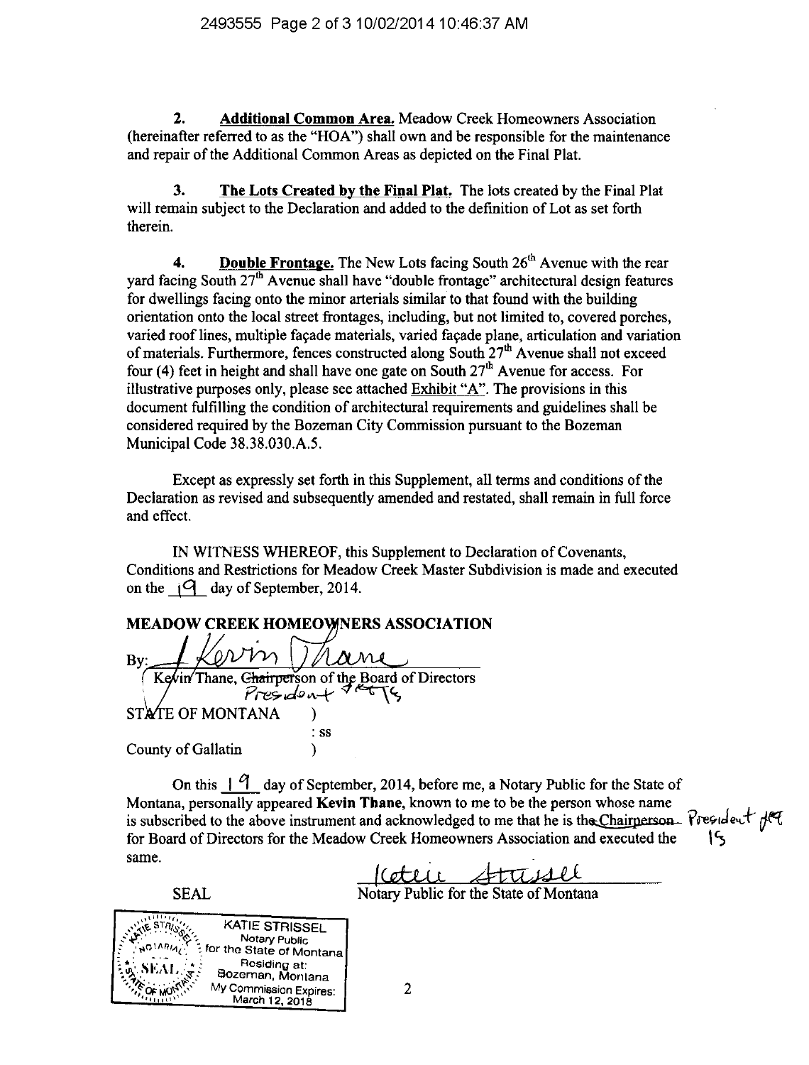**2. Additional Common Area.** Meadow Creek Homeowners Association (hereinafter referred to as the "HOA") shall own and be responsible for the maintenance and repair of the Additional Common Areas as depicted on the Final Plat.

**3. The Lots Created by the Final Plat.** The lots created by the Final Plat will remain subject to the Declaration and added to the definition of Lot as set forth therein.

**4. Double Frontage.** The New Lots facing South 26th Avenue with the rear yard facing South 27th Avenue shall have "double frontage" architectural design features for dwellings facing onto the minor arterials similar to that found with the building orientation onto the local street frontages, including, but not limited to, covered porches, varied roof lines, multiple façade materials, varied façade plane, articulation and variation of materials. Furthermore, fences constructed along South 27th Avenue shall not exceed four (4) feet in height and shall have one gate on South 27th Avenue for access. For illustrative purposes only, please see attached Exhibit "A". The provisions in this document fulfilling the condition of architectural requirements and guidelines shall be considered required by the Bozeman City Commission pursuant to the Bozeman Municipal Code 38.38.030.A.5.

Except as expressly set forth in this Supplement, all terms and conditions of the Declaration as revised and subsequently amended and restated, shall remain in full force and effect.

IN WITNESS WHEREOF, this Supplement to Declaration of Covenants, Conditions and Restrictions for Meadow Creek Master Subdivision is made and executed on the 19 day of September, 2014.

**MEADOW CREEK HOMEOWNERS ASSOCIATION**

By: *Kevin Thane*
Kevin Thane, ~~Chairperson~~ President of the Board of Directors

STATE OF MONTANA )
: ss
County of Gallatin )

On this 19 day of September, 2014, before me, a Notary Public for the State of Montana, personally appeared **Kevin Thane**, known to me to be the person whose name is subscribed to the above instrument and acknowledged to me that he is the ~~Chairperson~~ President for Board of Directors for the Meadow Creek Homeowners Association and executed the same.

*Katie Strissel*
Notary Public for the State of Montana

SEAL

KATIE STRISSEL
Notary Public
for the State of Montana
Residing at:
Bozeman, Montana
My Commission Expires:
March 12, 2018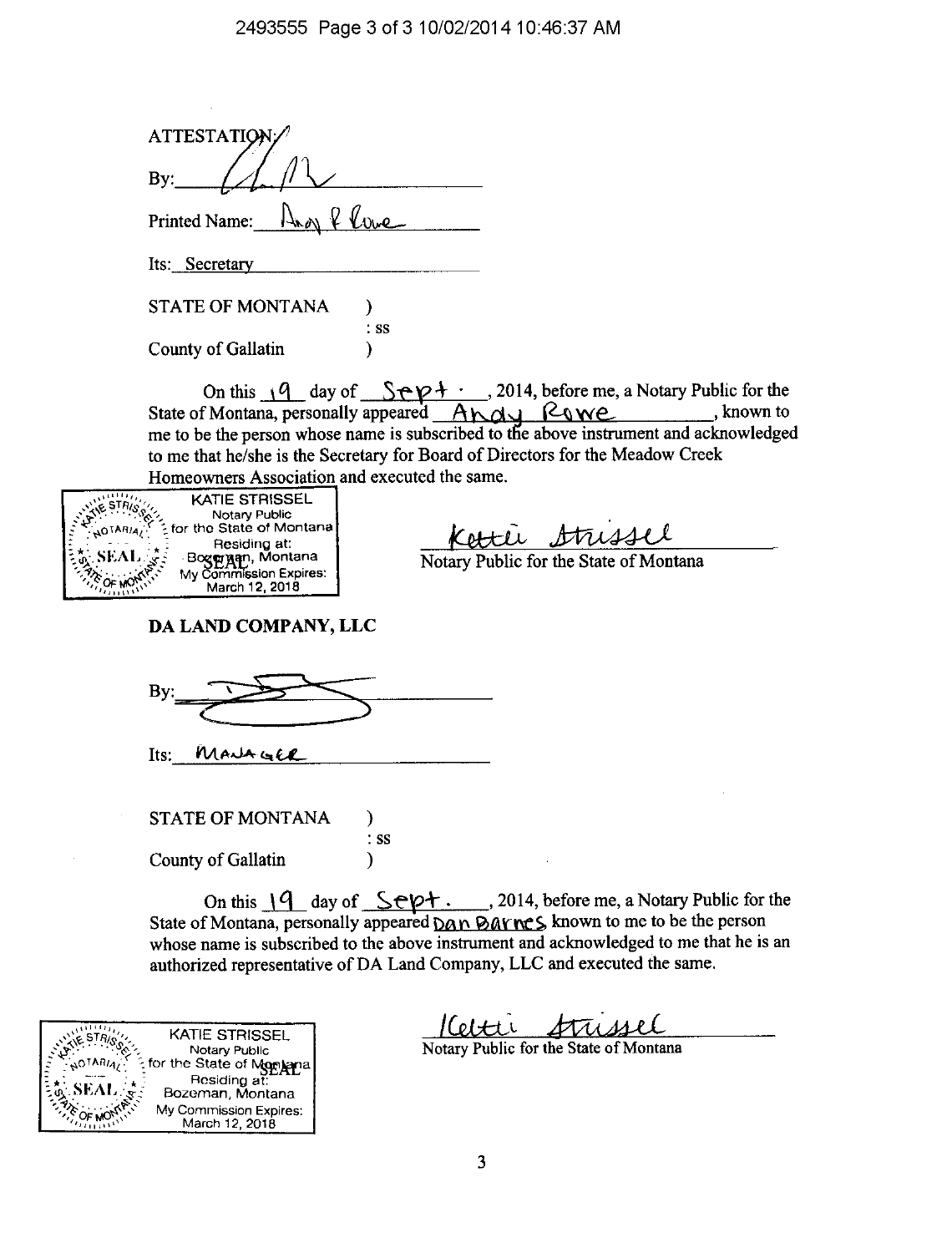ATTESTATION:

By: ______________________

Printed Name: Andy R Rowe

Its: Secretary

STATE OF MONTANA )
: ss
County of Gallatin )

On this 19 day of Sept., 2014, before me, a Notary Public for the State of Montana, personally appeared Andy Rowe, known to me to be the person whose name is subscribed to the above instrument and acknowledged to me that he/she is the Secretary for Board of Directors for the Meadow Creek Homeowners Association and executed the same.

KATIE STRISSEL
Notary Public
for the State of Montana
Residing at:
Bozeman, Montana
My Commission Expires:
March 12, 2018

SEAL

Kattie Strissel
Notary Public for the State of Montana

**DA LAND COMPANY, LLC**

By: ______________________

Its: MANAGER

STATE OF MONTANA )
: ss
County of Gallatin )

On this 19 day of Sept., 2014, before me, a Notary Public for the State of Montana, personally appeared Dan Barnes known to me to be the person whose name is subscribed to the above instrument and acknowledged to me that he is an authorized representative of DA Land Company, LLC and executed the same.

KATIE STRISSEL
Notary Public
for the State of Montana
Residing at:
Bozeman, Montana
My Commission Expires:
March 12, 2018

SEAL

Kattie Strissel
Notary Public for the State of Montana